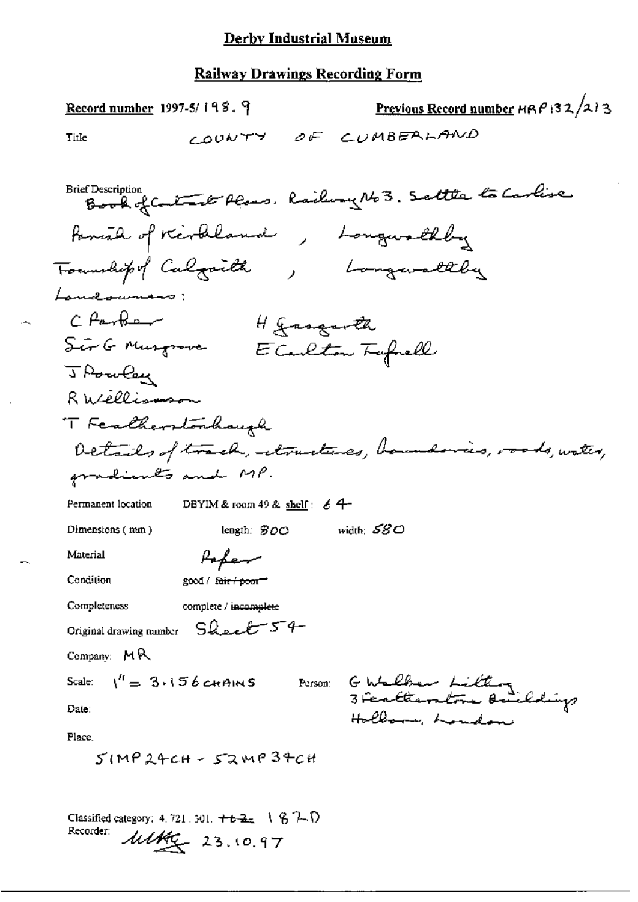# Derby Industrial Museum

## Railway Drawings Recording Form

**Record number** 1997-5/198.9

**Previous Record number** MRP132/213

Title: COUNTY OF CUMBERLAND

Brief Description: Book of Contract Plans. Railway No 3. Settle to Carlisle

Parish of Kirkland, Longwathby

Township of Culgaith, Longwathby

Landowners:

C Parker

H Gasgarth

Sir G Musgrave

E Carlton Tufnell

J Powley

R Williamson

T Featherstonhaugh

Details of track, structures, boundaries, roads, water, gradients and MP.

Permanent location: DBYIM & room 49 & shelf: 64

Dimensions (mm): length: 800 width: 580

Material: Paper

Condition: good / ~~fair / poor~~

Completeness: complete / ~~incomplete~~

Original drawing number: Sheet 54

Company: MR

Scale: 1" = 3.156 CHAINS

Person: G Walker Litho, 3 Featherstone Buildings, Holborn, London

Date:

Place:

51MP 24CH - 52MP 34CH

Classified category: 4.721.301. ~~+62~~ 1870

Recorder: MHG 23.10.97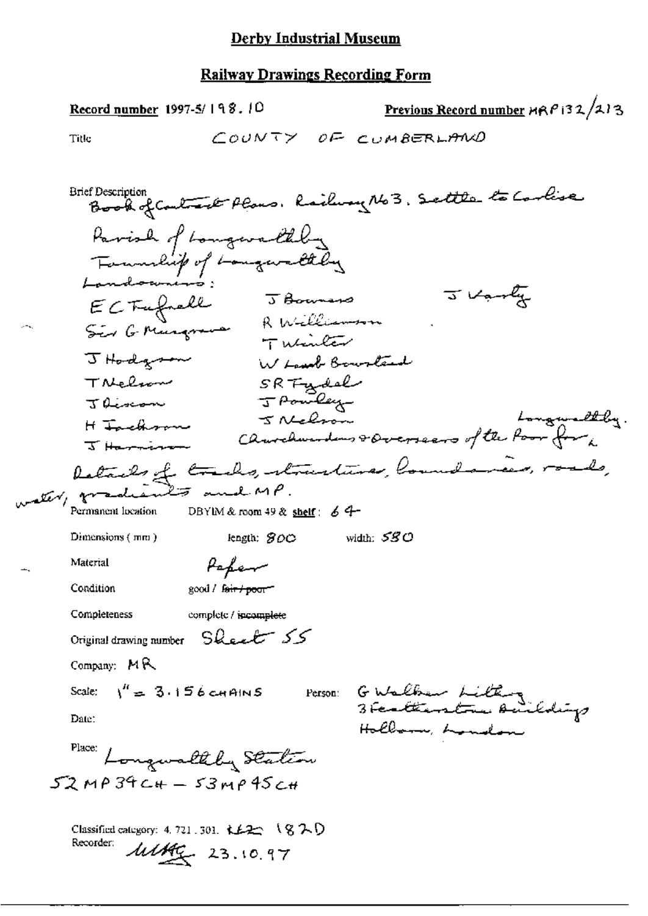# Derby Industrial Museum

## Railway Drawings Recording Form

**Record number** 1997-5/198.10 **Previous Record number** MRP132/213

Title COUNTY OF CUMBERLAND

Brief Description
Book of Contract Plans. Railway No3. Settle to Carlise
Parish of Longwathby
Township of Longwathby
Landowners:

| | | |
|---|---|---|
| E C Tufnell | J Bowness | J Varty |
| Sir G Musgrave | R Williamson | |
| | T Winter | |
| J Hodgson | W Lamb Bowstead | |
| T Nelson | S R Fydel | |
| J Dixon | J Powley | |
| H Jackson | J Nelson | |
| J Harrison | Churchwardens & Overseers of the Poor for Longwathby. | |

Details of tracks, structures, boundaries, roads, water, gradients and MP.

Permanent location DBYIM & room 49 & **shelf**: 64

Dimensions (mm) length: 800 width: 580

Material Paper

Condition good / ~~fair / poor~~

Completeness complete / ~~incomplete~~

Original drawing number Sheet 55

Company: MR

Scale: 1" = 3.156 CHAINS Person: G Walker Lithog 3 Featherstone Buildings Holborn, London

Date:

Place: Longwathby Station
52 MP 34 CH – 53 MP 45 CH

Classified category: 4.721.301. ~~LL2~~ 182D
Recorder: MMG 23.10.97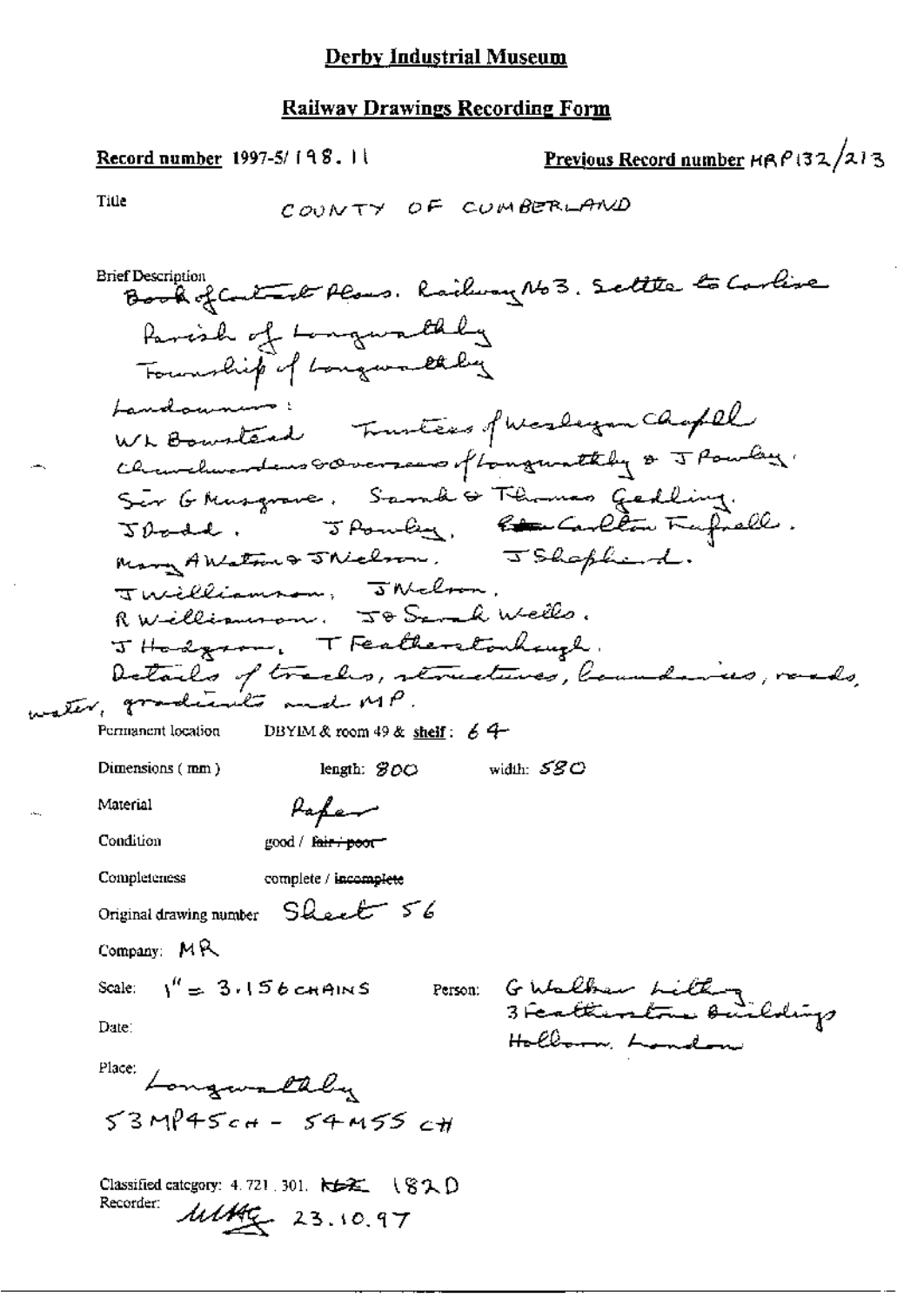**Derby Industrial Museum**

**Railway Drawings Recording Form**

**Record number** 1997-5/198.11

**Previous Record number** MRP132/213

Title COUNTY OF CUMBERLAND

Brief Description Book of Contract Plans. Railway No 3. Settle to Carlise
Parish of Longwathby
Township of Longwathby
Landowners:
WL Bowstead   Trustees of Wesleyan Chapel
Churchwardens & Overseers of Longwathby & J Powley.
Sir G Musgrave.   Sarah & Thomas Gedling.
J Dodd.   J Powley.   Carlton Fufoill.
Mary A Watson & J Nelson.   J Shepherd.
J Williamson,   J Nelson.
R Williamson.   J & Sarah Wells.
J Hodgson,   T Featherstonhaugh.
Details of tracks, structures, boundaries, roads, water, gradients and MP.

Permanent location   DBYIM & room 49 & **shelf**: 64

Dimensions (mm)   length: 800   width: 580

Material   Paper

Condition   good / ~~fair / poor~~

Completeness   complete / ~~incomplete~~

Original drawing number   Sheet 56

Company: MR

Scale: 1" = 3.156 CHAINS   Person: G Walker Lithog 3 Featherstone Buildings Holborn, London

Date:

Place: Longwathby
53MP45CH - 54M55 CH

Classified category: 4.721.301. ~~K&Z~~ 182D
Recorder: MMG 23.10.97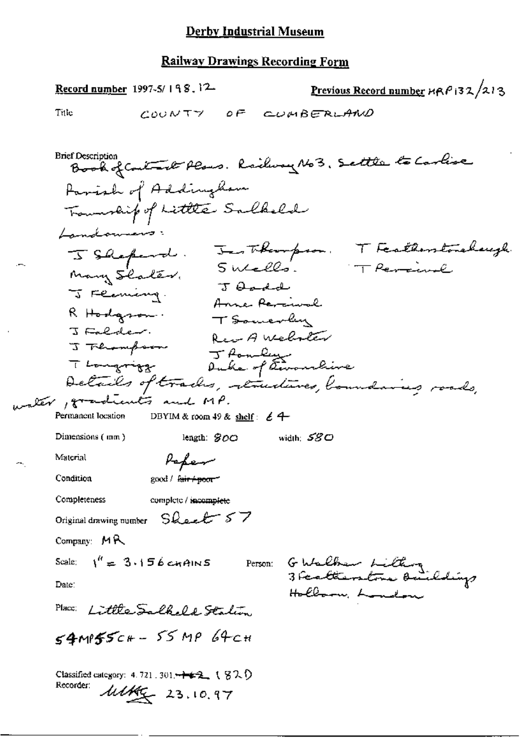# Derby Industrial Museum

## Railway Drawings Recording Form

**Record number** 1997-5/198.12

**Previous Record number** MRP132/213

Title: COUNTY OF CUMBERLAND

Brief Description:
Book of Contract Plans. Railway No3. Settle to Carlise
Parish of Addingham
Township of Little Salkeld
Landowners:

J Shepherd. Jas Thompson. T Featherstonehaugh.
Mary Slater. S Wells. T Percival
J Fleming. J Dodd
R Hodgson. Anne Percival
J Falder. T Somerley
J Thompson Rev A Webster
T Longrigg J Rowley
Duke of Devonshire

Details of tracks, structures, boundaries, roads, water, gradients and MP.

Permanent location: DBYIM & room 49 & shelf: 64

Dimensions (mm): length: 800 width: 580

Material: Paper

Condition: good / ~~fair / poor~~

Completeness: complete / ~~incomplete~~

Original drawing number: Sheet 57

Company: MR

Scale: 1" = 3.156 CHAINS

Person: G Walker Lithog 3 Featherstone Buildings Holborn, London

Date:

Place: Little Salkeld Station

54MP55CH - 55 MP 64CH

Classified category: 4.721.301.~~142~~ 182D

Recorder: MMG 23.10.97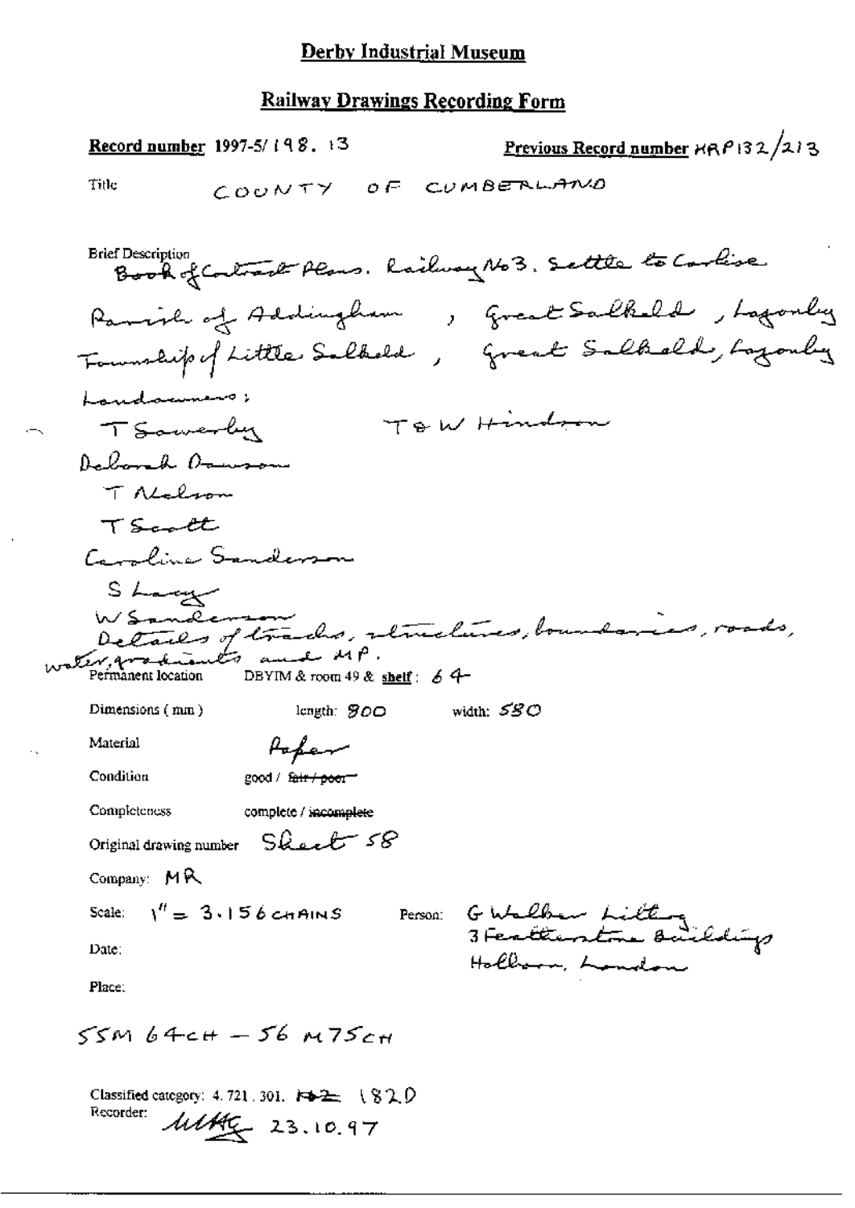## Derby Industrial Museum

### Railway Drawings Recording Form

**Record number** 1997-5/198. 13 **Previous Record number** HRP132/213

Title COUNTY OF CUMBERLAND

Brief Description Book of Contract Plans. Railway No3. Settle to Carlise

Parish of Addingham, Great Salkeld, Lazonby

Township of Little Salkeld, Great Salkeld, Lazonby

Landowners:

T Sowerby T & W Hindson

Deborah Dawson

T Nelson

T Scott

Caroline Sanderson

S Lacy

W Sanderson

Details of tracks, structures, boundaries, roads, water, gradients and MP.

Permanent location DBYIM & room 49 & **shelf**: 64

Dimensions (mm) length: 800 width: 580

Material Paper

Condition good / ~~fair / poor~~

Completeness complete / ~~incomplete~~

Original drawing number Sheet 58

Company: MR

Scale: 1" = 3.156 CHAINS Person: G Walker Litho 3 Featherstone Buildings Holborn, London

Date:

Place:

55M 64CH – 56 M75CH

Classified category: 4. 721. 301. ~~102~~ 1820

Recorder: MHG 23.10.97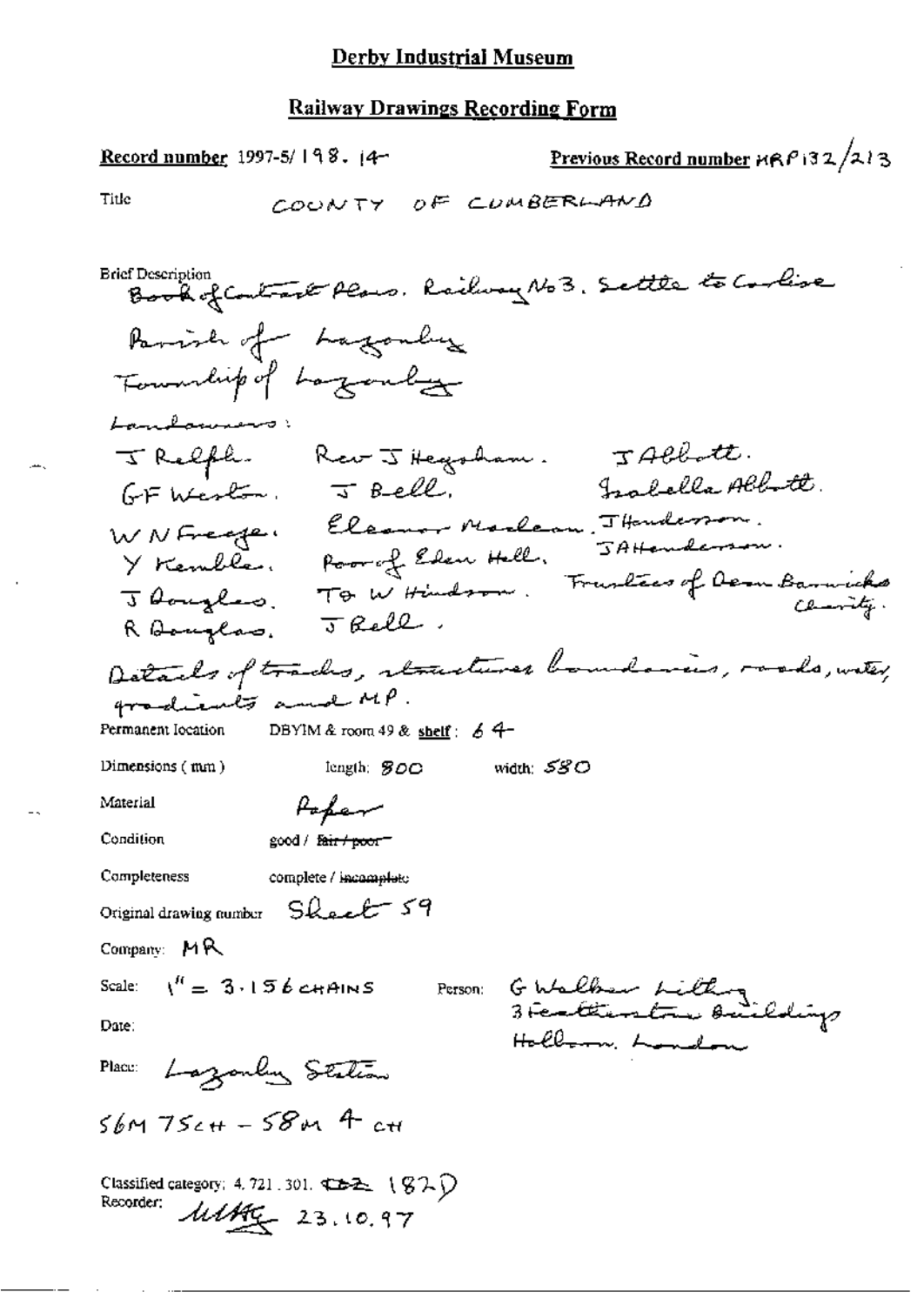# Derby Industrial Museum

## Railway Drawings Recording Form

**Record number** 1997-5/198.14 **Previous Record number** MRP132/213

Title COUNTY OF CUMBERLAND

Brief Description
Book of Contract Plans. Railway No 3. Settle to Carlisle
Parish of Lazonby
Township of Lazonby
Landowners:

| | | |
|---|---|---|
| J Relph. | Rev J Heysham. | J Abbott. |
| G F Weston. | J Bell. | Isabella Abbott. |
| W N Freeze. | Eleanor Maclean. | J Henderson. |
| Y Kemble. | Poor of Eden Hall. | J A Henderson. |
| J Douglas. | T O W Hindson. | Trustees of Dean Barwicks Charity. |
| R Douglas. | J Bell. | |

Details of tracks, structures boundaries, roads, water, gradients and MP.

Permanent location DBYIM & room 49 & shelf: 64

Dimensions (mm) length: 800 width: 580

Material Paper

Condition good / ~~fair / poor~~

Completeness complete / ~~incomplete~~

Original drawing number Sheet 59

Company: MR

Scale: 1" = 3.156 CHAINS Person: G Walker Litho 3 Featherstone Buildings Holborn, London

Date:

Place: Lazonby Station

56M 75CH – 58M 4 CH

Classified category: 4.721.301. ~~CD2~~ 182D

Recorder: MMG 23.10.97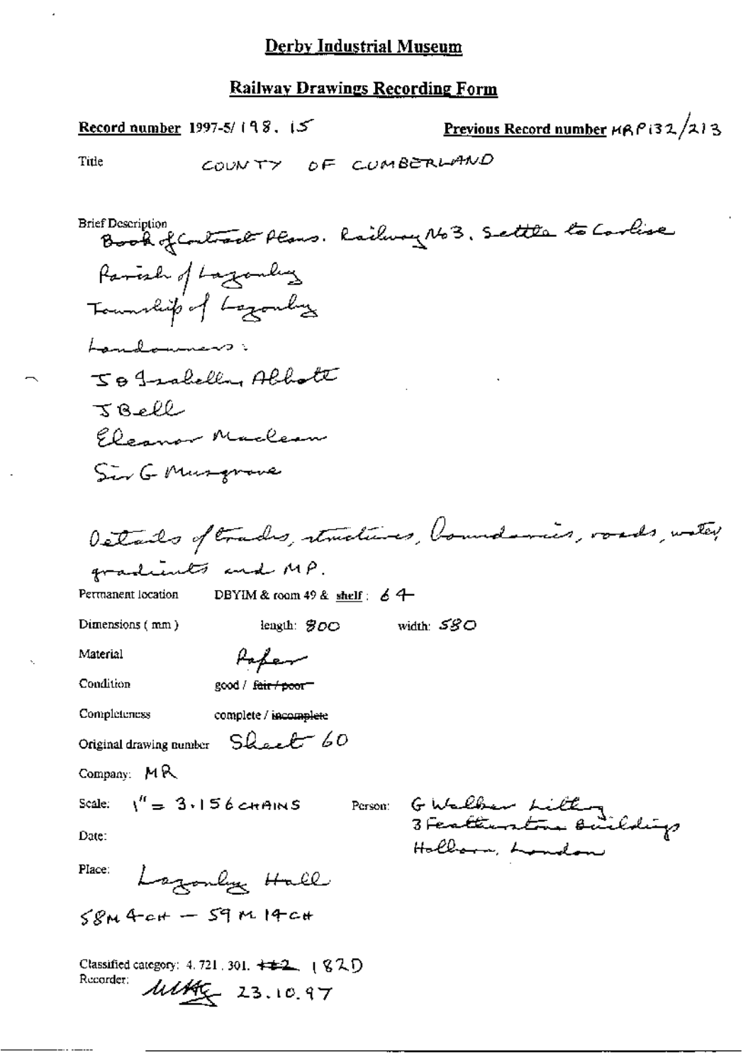# Derby Industrial Museum

## Railway Drawings Recording Form

**Record number** 1997-5/198.15

**Previous Record number** MRP132/213

Title: COUNTY OF CUMBERLAND

Brief Description:
Book of Contract Plans. Railway No 3. Settle to Carlisle
Parish of Lazonby
Township of Lazonby
Landowners:
J & Isabella Abbott
J Bell
Eleanor Maclean
Sir G Musgrave

Details of tracks, structures, boundaries, roads, water, gradients and MP.

Permanent location: DBYIM & room 49 & shelf: 64

Dimensions (mm): length: 800 width: 580

Material: Paper

Condition: good / ~~fair / poor~~

Completeness: complete / ~~incomplete~~

Original drawing number: Sheet 60

Company: MR

Scale: 1" = 3.156 CHAINS

Person: G Walker Lilly, 3 Featherstone Buildings, Holborn, London

Date:

Place: Lazonby Hall

58M 4CH – 59M 14CH

Classified category: 4.721.301. ~~1 2~~ 182D

Recorder: MM 23.10.97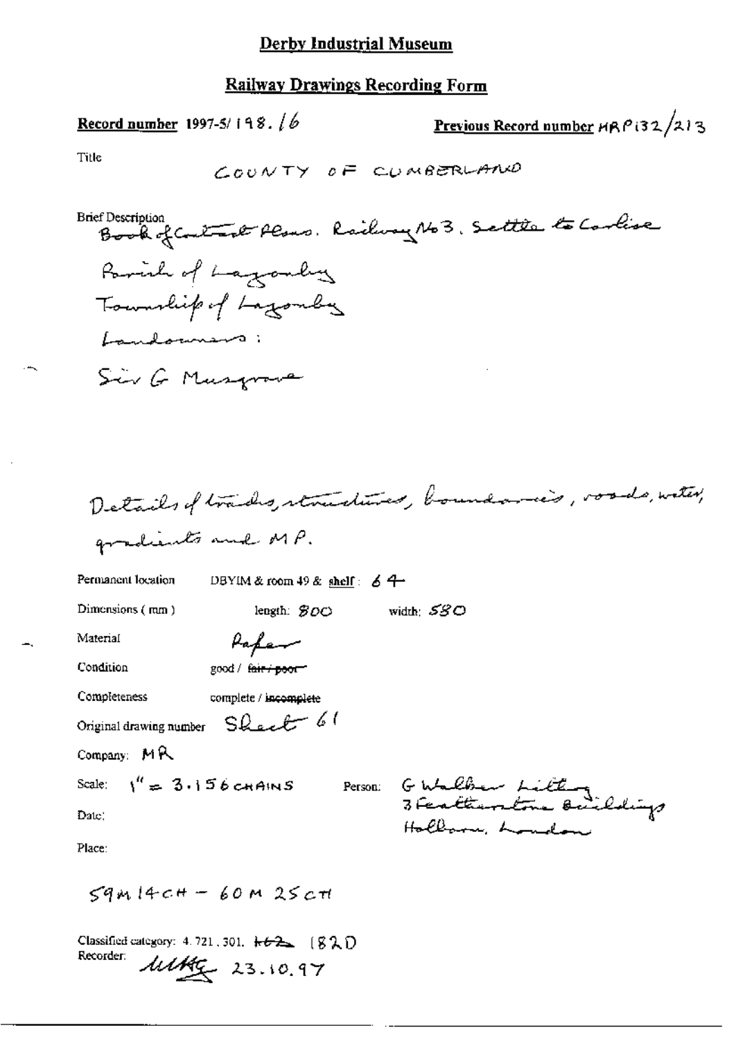# Derby Industrial Museum

## Railway Drawings Recording Form

**Record number** 1997-5/198.16

**Previous Record number** HRP132/213

Title

COUNTY OF CUMBERLAND

Brief Description

Book of Contract Plans. Railway No 3. Settle to Carlisle

Parish of Lazonby

Township of Lazonby

Landowners:

Sir G Musgrave

Details of tracks, structures, boundaries, roads, water, gradients and MP.

Permanent location: DBYIM & room 49 & shelf: 64

Dimensions (mm): length: 800 width: 580

Material: Paper

Condition: good / ~~fair / poor~~

Completeness: complete / ~~incomplete~~

Original drawing number: Sheet 61

Company: MR

Scale: 1" = 3.156 CHAINS

Person: G Walker Lithog 3 Featherstone Buildings Holborn, London

Date:

Place:

59M 14CH – 60M 25CH

Classified category: 4.721, 301, ~~162~~ 182D

Recorder: MHG 23.10.97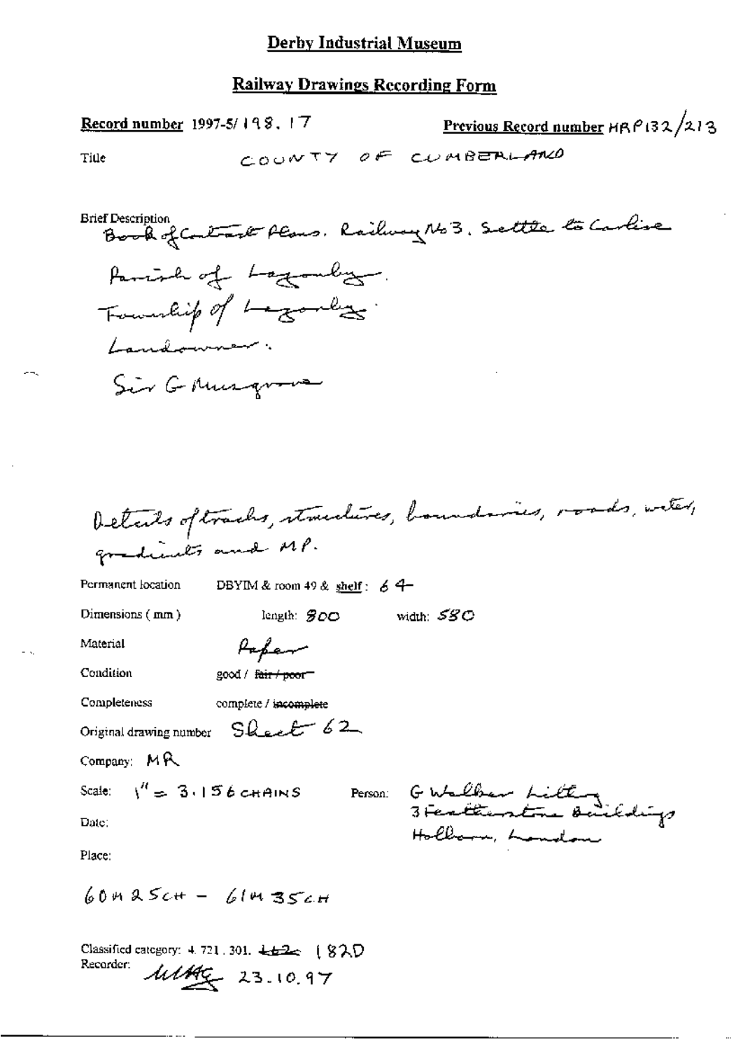**Derby Industrial Museum**

**Railway Drawings Recording Form**

**Record number** 1997-5/198.17

**Previous Record number** HRP132/213

Title COUNTY OF CUMBERLAND

Brief Description
Book of Contract Plans. Railway No 3. Settle to Carlise
Parish of Lazonby.
Township of Lazonby.
Landowner:
Sir G Musgrave

Details of tracks, structures, boundaries, roads, water, gradients and MP.

Permanent location DBYIM & room 49 & shelf: 64

Dimensions (mm) length: 800 width: 580

Material Paper

Condition good / ~~fair / poor~~

Completeness complete / ~~incomplete~~

Original drawing number Sheet 62

Company: MR

Scale: 1" = 3.156 CHAINS

Person: G Walker Litting, 3 Featherstone Buildings, Holborn, London

Date:

Place:

60M 25CH – 61M 35CH

Classified category: 4.721.301. ~~162~~ 182D

Recorder: MMG 23.10.97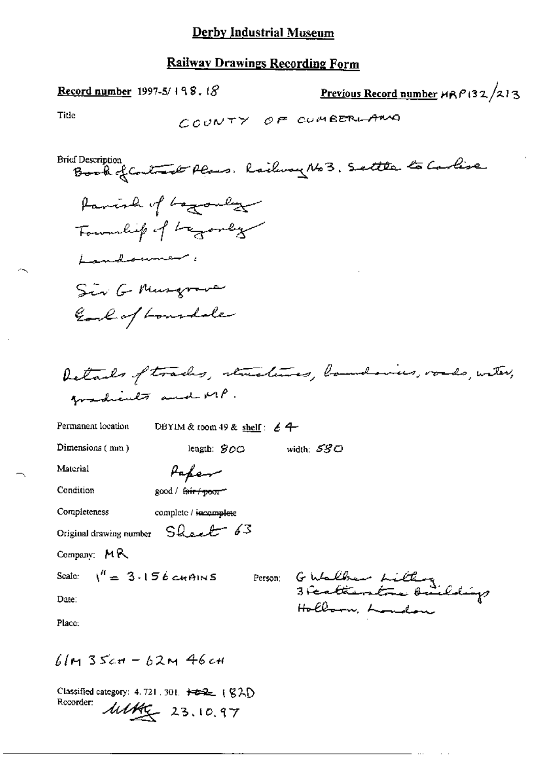# Derby Industrial Museum

## Railway Drawings Recording Form

**Record number** 1997-5/198.18

**Previous Record number** MRP132/213

Title: COUNTY OF CUMBERLAND

Brief Description: Book of Contract Plans. Railway No 3. Settle to Carlise

Parish of Lazonby
Township of Lazonby
Landowners:
Sir G Musgrave
Earl of Lonsdale

Details of tracks, structures, boundaries, roads, water, gradients and MP.

Permanent location: DBYIM & room 49 & shelf: E4

Dimensions (mm): length: 800 width: 580

Material: Paper

Condition: good / ~~fair / poor~~

Completeness: complete / ~~incomplete~~

Original drawing number: Sheet 63

Company: MR

Scale: 1" = 3.156 CHAINS

Person: G Walker Lithog, 3 Featherstone Buildings Holborn, London

Date:

Place:

61M 35CH – 62M 46CH

Classified category: 4.721.301. ~~182~~ 182D

Recorder: MHG 23.10.97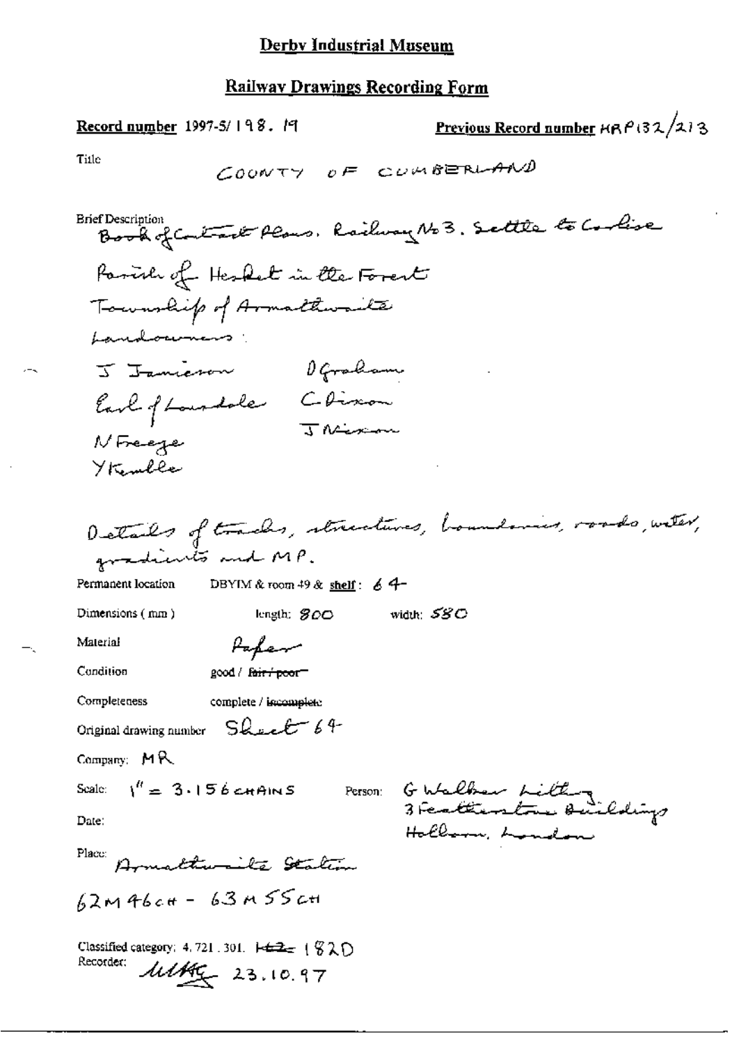# Derby Industrial Museum

## Railway Drawings Recording Form

**Record number** 1997-5/198.19

**Previous Record number** HRP132/213

Title

COUNTY OF CUMBERLAND

Brief Description

Book of Contract Plans. Railway No 3. Settle to Carlise

Parish of Hesket in the Forest

Township of Armathwaite

Landowners:

J Jamieson
D Graham
Earl of Lonsdale
C Dixon
J Nixon
N Freeze
Y Kemble

Details of tracks, structures, boundaries, roads, water, gradients and MP.

Permanent location: DBYIM & room 49 & shelf: 64

Dimensions (mm): length: 800 width: 580

Material: Paper

Condition: good / ~~fair / poor~~

Completeness: complete / ~~incomplete~~

Original drawing number: Sheet 64

Company: MR

Scale: 1" = 3.156 CHAINS

Person: G Walker Lithog 3 Featherstone Buildings Holborn, London

Date:

Place: Armathwaite Station

62M 46CH - 63M 55CH

Classified category: 4.721.301. ~~HL2~~ 182D

Recorder: MKG 23.10.97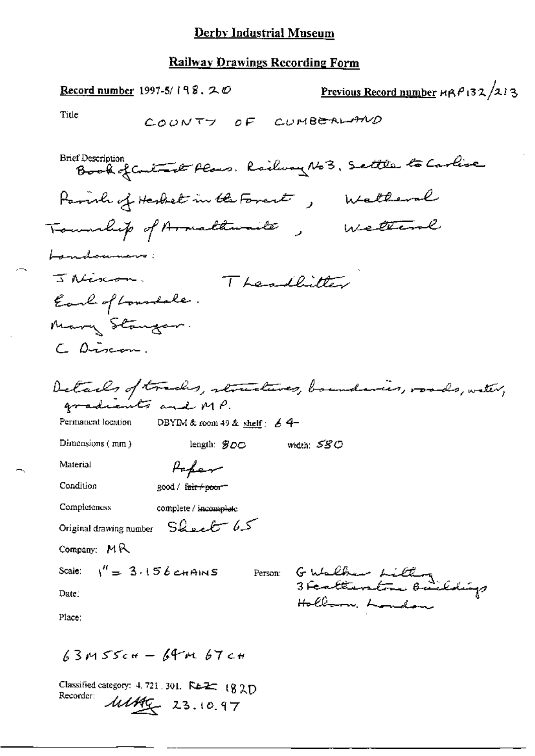# Derby Industrial Museum

## Railway Drawings Recording Form

**Record number** 1997-5/ 198. 20

**Previous Record number** MRP132/213

Title: COUNTY OF CUMBERLAND

Brief Description: Book of Contract Plans. Railway No3. Settle to Carlise
Parish of Hesket in the Forest, Wetheral
Township of Armathwaite, Wetheral
Landowners:
J Nixon. T Leadbitter
Earl of Lonsdale.
Mary Stangar.
C Dixon.

Details of tracks, structures, boundaries, roads, water, gradients and MP.

Permanent location: DBYIM & room 49 & shelf: 64

Dimensions (mm): length: 800 width: 580

Material: Paper

Condition: good / ~~fair / poor~~

Completeness: complete / ~~incomplete~~

Original drawing number: Sheet 65

Company: MR

Scale: 1" = 3.156 CHAINS

Person: G Walker Litho, 3 Featherstone Buildings, Holborn, London

Date:

Place:

63M 55CH – 64M 67CH

Classified category: 4. 721. 301. REZ 182D

Recorder: MMG 23.10.97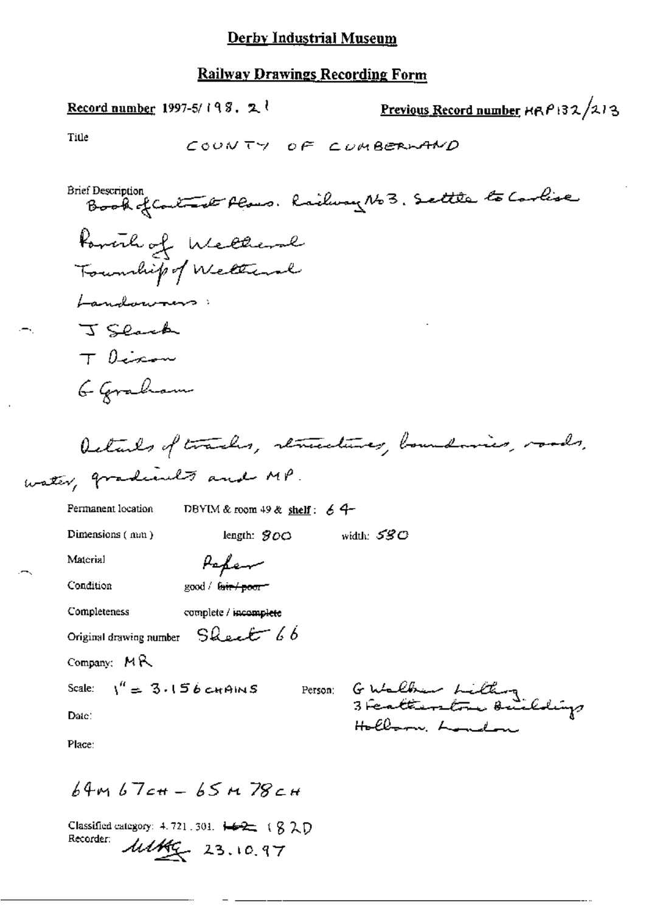## Derby Industrial Museum

## Railway Drawings Recording Form

**Record number** 1997-5/198.21

**Previous Record number** HRP132/213

Title COUNTY OF CUMBERLAND

Brief Description Book of Contract Plans. Railway No 3. Settle to Carlise

Parish of Wetheral

Township of Wetheral

Landowners:

J Slack

T Dixon

G Graham

Details of tracks, structures, boundaries, roads, water, gradients and MP.

Permanent location DBYIM & room 49 & **shelf**: 64

Dimensions (mm) length: 800 width: 580

Material Paper

Condition good / ~~fair / poor~~

Completeness complete / ~~incomplete~~

Original drawing number Sheet 66

Company: MR

Scale: 1" = 3.156 CHAINS

Person: G Walker Lithog 3 Featherstone Buildings Holborn, London

Date:

Place:

64M 67CH – 65M 78CH

Classified category: 4.721.301. ~~162~~ 182D

Recorder: MMG 23.10.97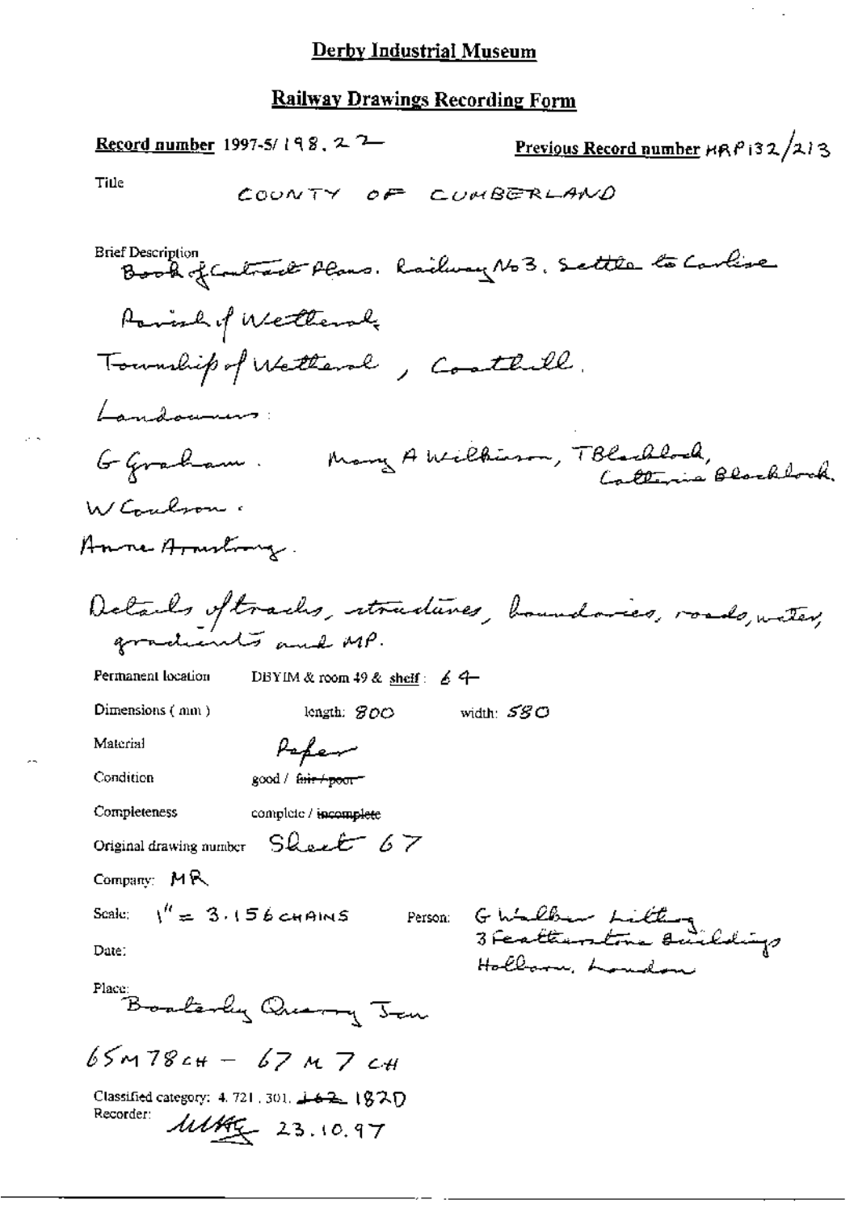# Derby Industrial Museum

## Railway Drawings Recording Form

**Record number** 1997-5/198.22 **Previous Record number** HRP132/213

Title COUNTY OF CUMBERLAND

Brief Description Book of Contract Plans. Railway No3. Settle to Carlisle

Parish of Wetheral,

Township of Wetheral, Cotehill.

Landowners:

G Graham. Mary A Wilkinson, T Blacklock, Catterina Blacklock.

W Coulson.

Anne Armstrong.

Details of tracks, structures, boundaries, roads, water, gradients and MP.

Permanent location DBYIM & room 49 & shelf: 64

Dimensions (mm) length: 800 width: 580

Material Paper

Condition good / ~~fair / poor~~

Completeness complete / ~~incomplete~~

Original drawing number Sheet 67

Company: MR

Scale: 1" = 3.156 CHAINS Person: G Walker Lithog 3 Featherstone Buildings Holborn, London

Date:

Place: Boaterby Quarry Jcn

65M 78CH – 67M 7CH

Classified category: 4.721.301. ~~162~~ 182D

Recorder: [initials] 23.10.97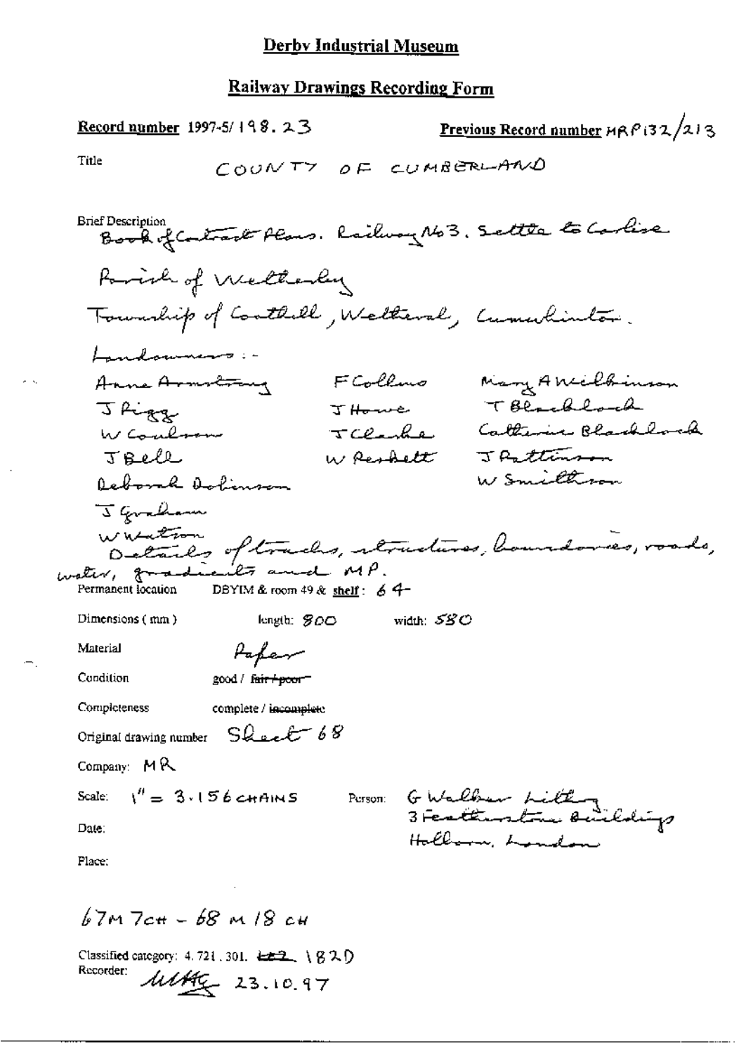# Derby Industrial Museum

## Railway Drawings Recording Form

**Record number** 1997-5/198.23

**Previous Record number** MRP132/213

Title COUNTY OF CUMBERLAND

Brief Description Book of Contract Plans. Railway No 3. Settle to Carlise

Parish of Wetherly

Township of Coathill, Wetheral, Cumwhinton.

Landowners :-

| | | |
|---|---|---|
| Anne Armstrong | F Collins | Mary A Wilkinson |
| J Rigg | J Howe | T Blacklock |
| W Coulson | J Clarke | Catherine Blacklock |
| J Bell | W Peskett | J Pattinson |
| Deborah Dobinson | | W Smithson |
| J Graham | | |
| W Watson | | |

Details of tracks, structures, boundaries, roads, water, gradients and MP.

Permanent location DBYIM & room 49 & **shelf** : 64

Dimensions (mm) length: 800 width: 580

Material Paper

Condition good / ~~fair / poor~~

Completeness complete / ~~incomplete~~

Original drawing number Sheet 68

Company: MR

Scale: 1" = 3.156 CHAINS

Person: G Walker Lithog 3 Featherstone Buildings Holborn, London

Date:

Place:

67M 7CH – 68 M 18 CH

Classified category: 4.721.301. ~~LB2~~ 182D

Recorder: MHG 23.10.97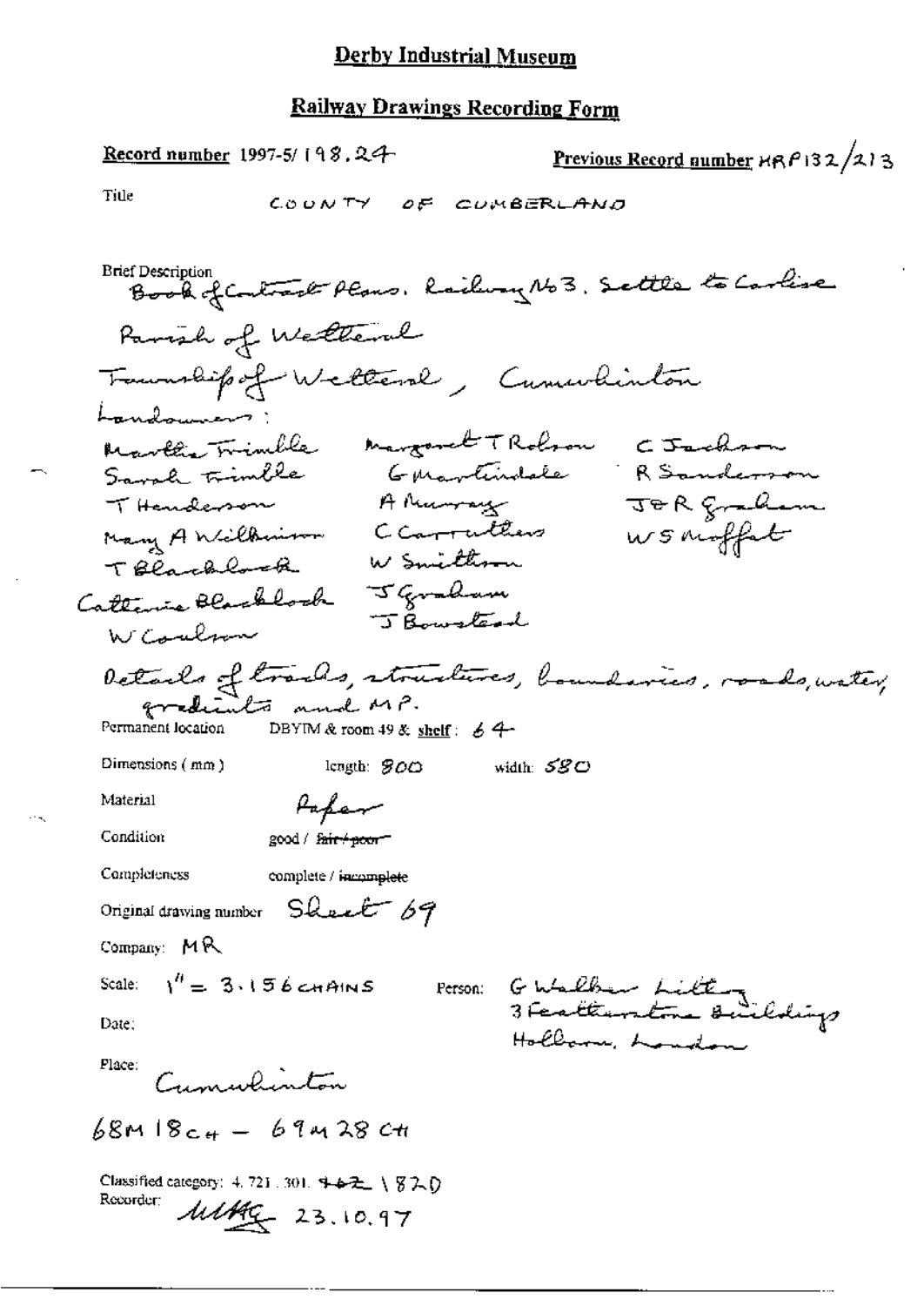# Derby Industrial Museum

## Railway Drawings Recording Form

**Record number** 1997-5/ 198.24

**Previous Record number** HRP132/213

Title
COUNTY OF CUMBERLAND

Brief Description
Book of Contract Plans. Railway No 3. Settle to Carlisle

Parish of Wetheral

Township of Wetheral, Cumwhinton

Landowners:

Martha Trimble
Sarah Trimble
T Henderson
Mary A Wilkinson
T Blacklock
Catherine Blacklock
W Coulson

Margaret T Robson
G Martindale
A Murray
C Carruthers
W Smithson
J Graham
J Bowstead

C Jackson
R Sanderson
J & R Graham
W S Moffat

Details of tracks, structures, boundaries, roads, water, gradients and MP.

Permanent location DBYIM & room 49 & shelf: 64

Dimensions (mm) length: 800 width: 580

Material Paper

Condition good / ~~fair / poor~~

Completeness complete / ~~incomplete~~

Original drawing number Sheet 69

Company: MR

Scale: 1" = 3.156 CHAINS

Person: G Walker Litho
3 Featherstone Buildings
Holborn, London

Date:

Place: Cumwhinton

68M 18CH – 69M 28 CH

Classified category: 4. 721. 301. ~~462~~ 1820

Recorder: MHG 23.10.97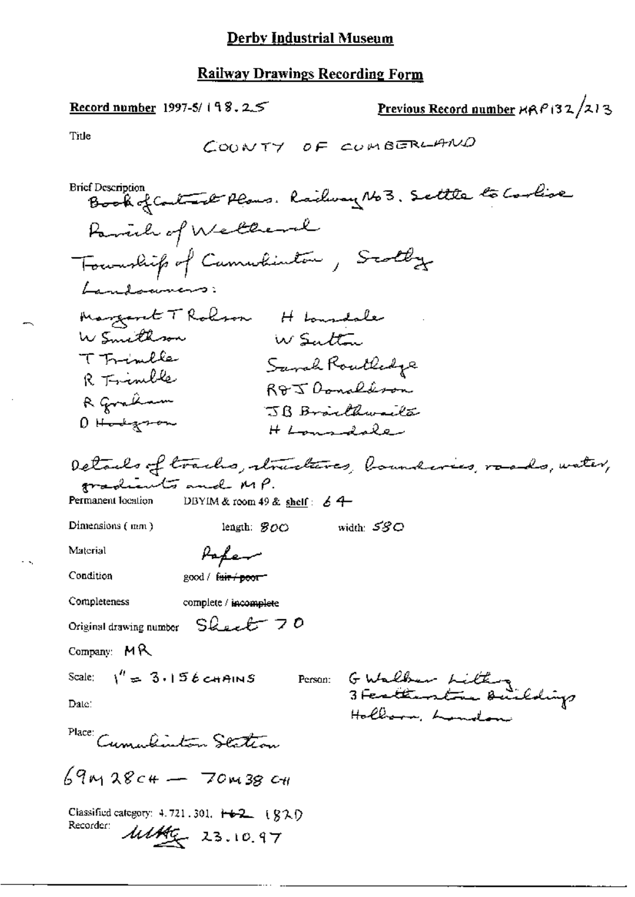# Derby Industrial Museum

## Railway Drawings Recording Form

**Record number** 1997-5/ 198.25

**Previous Record number** MRP132/213

Title

COUNTY OF CUMBERLAND

Brief Description

Book of Contract Plans. Railway No 3. Settle to Carlise

Parish of Wetheral

Township of Cumwhinton, Scotby

Landowners:

Margaret T Robson    H Lonsdale
W Smithson    W Sutton
T Trimble    Sarah Routledge
R Trimble    R & J Donaldson
R Graham    JB Braithwaite
D Hodgson    H Lonsdale

Details of tracks, structures, boundaries, roads, water, gradients and MP.

Permanent location    DBYIM & room 49 & shelf: 64

Dimensions (mm)    length: 800    width: 580

Material    Paper

Condition    good / ~~fair / poor~~

Completeness    complete / ~~incomplete~~

Original drawing number    Sheet 70

Company: MR

Scale: 1" = 3.156 CHAINS    Person: G Walker Lithog 3 Featherstone Buildings Holborn, London

Date:

Place: Cumwhinton Station

69M 28CH — 70M 38 CH

Classified category: 4.721.301. ~~162~~ 182D

Recorder: ut/HG 23.10.97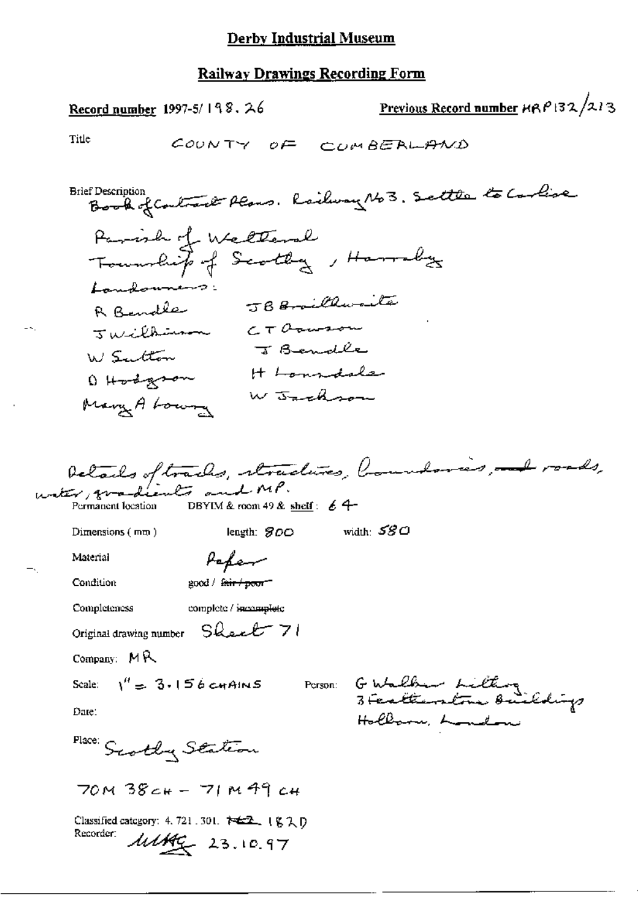# Derby Industrial Museum

## Railway Drawings Recording Form

**Record number** 1997-5/ 198. 26 **Previous Record number** MRP 132/213

Title COUNTY OF CUMBERLAND

Brief Description Book of Contract Plans. Railway No 3. Settle to Carlisle

Parish of Wetheral

Township of Scotby, Harraby

Landowners:

R Bendle JB Braithwaite

J Wilkinson CT Dawson

W Sutton J Bendle

D Hodgson H Lonsdale

Mary A Lowry W Jackson

Details of tracks, structures, boundaries, and roads, water, gradients and MP.

Permanent location DBYIM & room 49 & shelf: 64

Dimensions (mm) length: 800 width: 580

Material Paper

Condition good / ~~fair / poor~~

Completeness complete / ~~incomplete~~

Original drawing number Sheet 71

Company: MR

Scale: 1" = 3.156 CHAINS Person: G Walker Litho 3 Featherstone Buildings Holborn, London

Date:

Place: Scotby Station

70M 38CH – 71M 49CH

Classified category: 4. 721. 301. ~~TE2~~ 182D

Recorder: MMG 23.10.97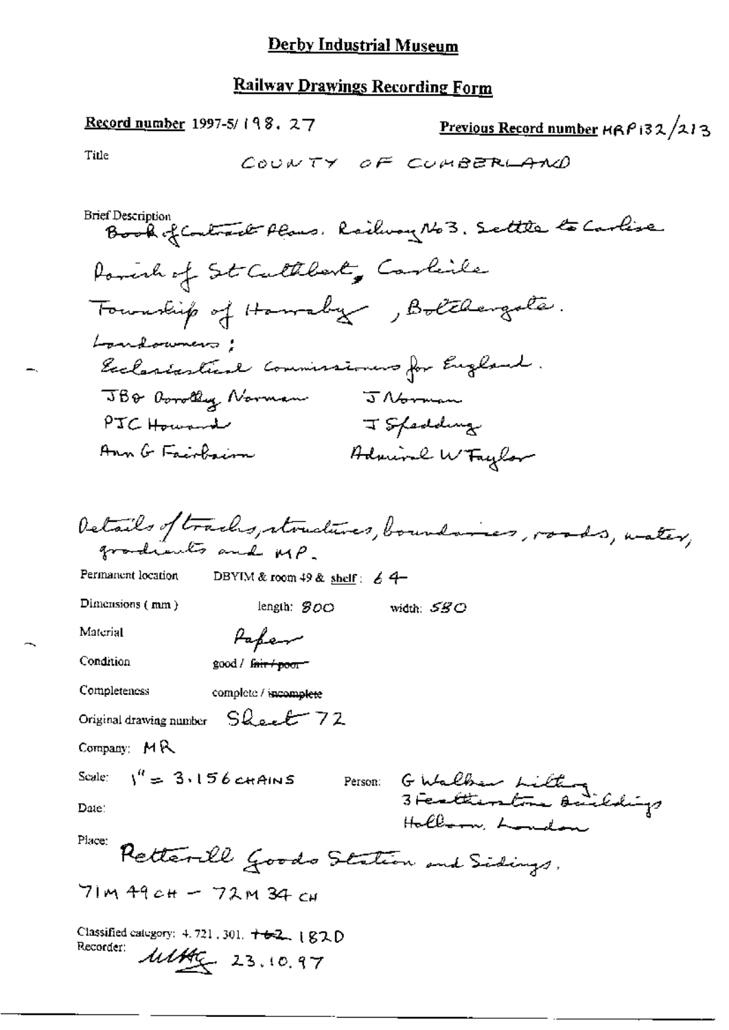# Derby Industrial Museum

## Railway Drawings Recording Form

**Record number** 1997-5/198.27

**Previous Record number** MRP132/213

Title: COUNTY OF CUMBERLAND

Brief Description:
Book of Contract Plans. Railway No 3. Settle to Carlise
Parish of St Cuthbert, Carlisle
Township of Harraby, Botchergate.
Landowners;
Ecclesiastical Commissioners for England.
JB & Dorothy Norman J Norman
PJC Howard J Spedding
Ann G Fairbairn Admiral W Taylor

Details of tracks, structures, boundaries, roads, water, gradients and MP.

Permanent location: DBYIM & room 49 & shelf: 64

Dimensions (mm): length: 800 width: 580

Material: Paper

Condition: good / ~~fair / poor~~

Completeness: complete / ~~incomplete~~

Original drawing number: Sheet 72

Company: MR

Scale: 1" = 3.156 CHAINS

Person: G Walker Litho 3 Featherstone Buildings Holborn, London

Date:

Place: Petteril Goods Station and Sidings.

71M 49CH – 72M 34CH

Classified category: 4.721.301. ~~162~~ 182D

Recorder: [signature] 23.10.97